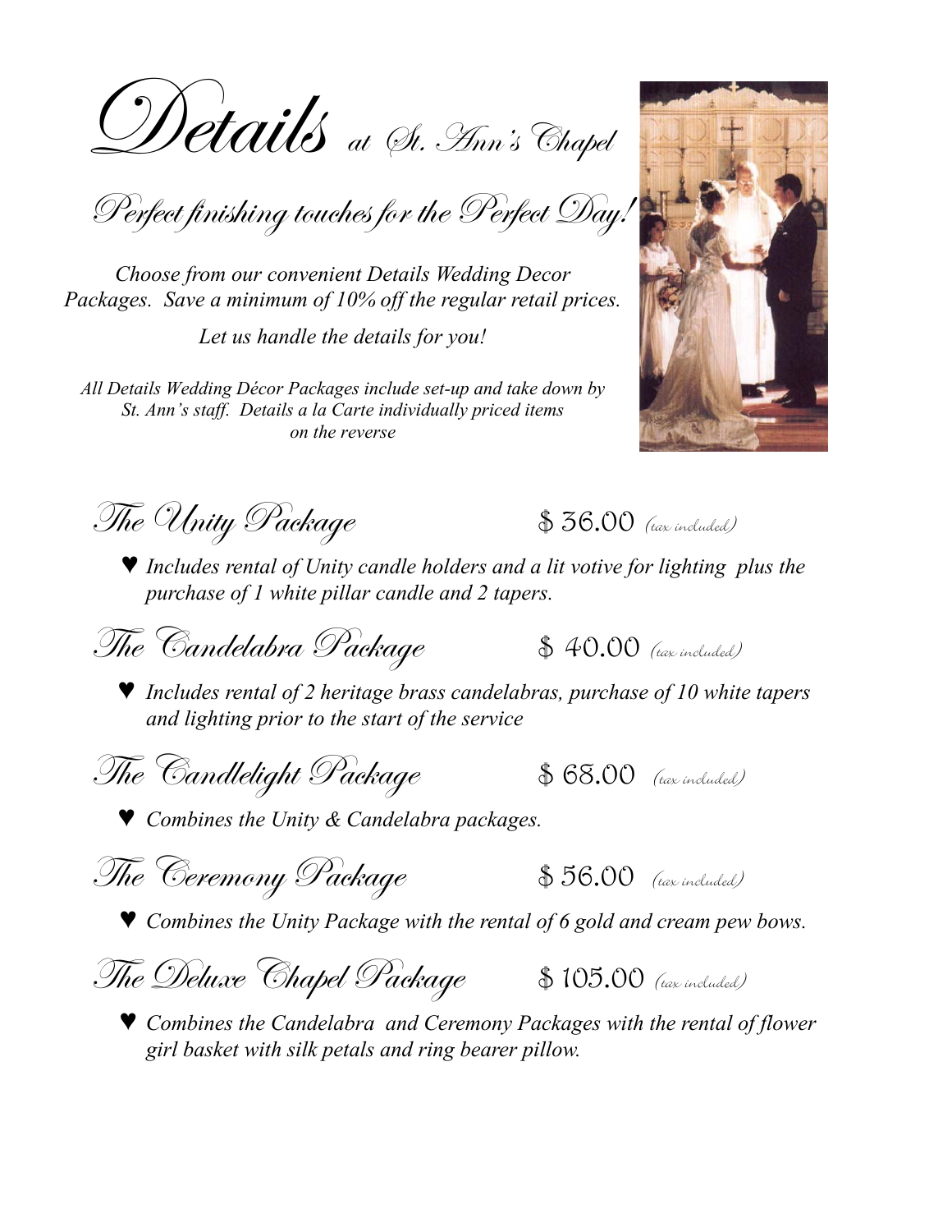# *Details* at St. Ann's Chapel

## *Perfect finishing touches for the Perfect Day!*

*Choose from our convenient Details Wedding Decor Packages. Save a minimum of 10% off the regular retail prices.*

*Let us handle the details for you!*

*All Details Wedding Décor Packages include set-up and take down by St. Ann's staff. Details a la Carte individually priced items on the reverse*

### *The Unity Package* — $ 36.00 *(tax included)*

- ♥ *Includes rental of Unity candle holders and a lit votive for lighting plus the purchase of 1 white pillar candle and 2 tapers.*

### *The Candelabra Package* — $ 40.00 *(tax included)*

- ♥ *Includes rental of 2 heritage brass candelabras, purchase of 10 white tapers and lighting prior to the start of the service*

### *The Candlelight Package* — $ 68.00 *(tax included)*

- ♥ *Combines the Unity & Candelabra packages.*

### *The Ceremony Package* — $ 56.00 *(tax included)*

- ♥ *Combines the Unity Package with the rental of 6 gold and cream pew bows.*

### *The Deluxe Chapel Package* — $ 105.00 *(tax included)*

- ♥ *Combines the Candelabra and Ceremony Packages with the rental of flower girl basket with silk petals and ring bearer pillow.*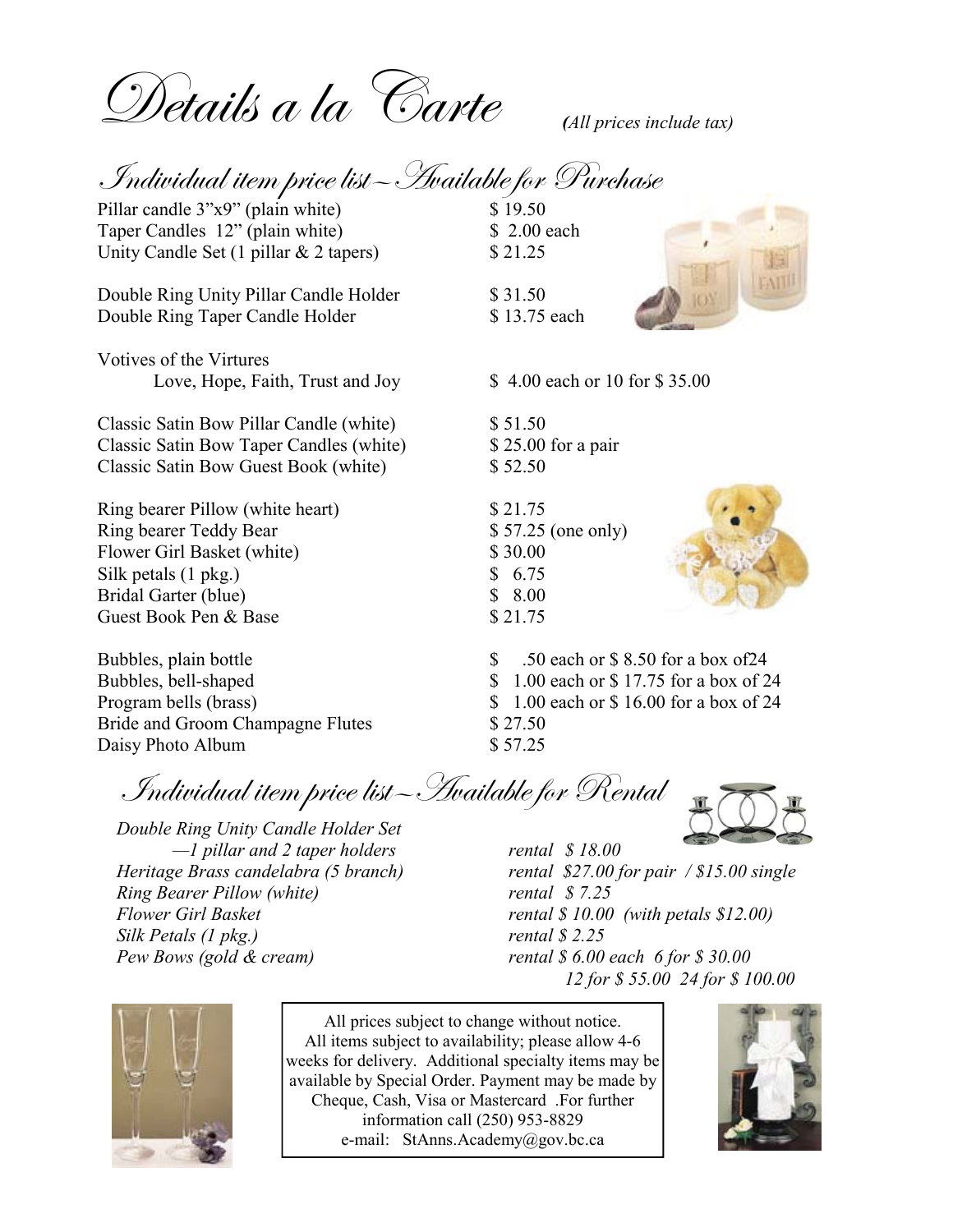# Details a la Carte

*(All prices include tax)*

## Individual item price list ~ Available for Purchase

| | |
|---|---|
| Pillar candle 3"x9" (plain white) | $ 19.50 |
| Taper Candles 12" (plain white) | $ 2.00 each |
| Unity Candle Set (1 pillar & 2 tapers) | $ 21.25 |
| Double Ring Unity Pillar Candle Holder | $ 31.50 |
| Double Ring Taper Candle Holder | $ 13.75 each |
| Votives of the Virtues<br>Love, Hope, Faith, Trust and Joy | $ 4.00 each or 10 for $ 35.00 |
| Classic Satin Bow Pillar Candle (white) | $ 51.50 |
| Classic Satin Bow Taper Candles (white) | $ 25.00 for a pair |
| Classic Satin Bow Guest Book (white) | $ 52.50 |
| Ring bearer Pillow (white heart) | $ 21.75 |
| Ring bearer Teddy Bear | $ 57.25 (one only) |
| Flower Girl Basket (white) | $ 30.00 |
| Silk petals (1 pkg.) | $ 6.75 |
| Bridal Garter (blue) | $ 8.00 |
| Guest Book Pen & Base | $ 21.75 |
| Bubbles, plain bottle | $ .50 each or $ 8.50 for a box of24 |
| Bubbles, bell-shaped | $ 1.00 each or $ 17.75 for a box of 24 |
| Program bells (brass) | $ 1.00 each or $ 16.00 for a box of 24 |
| Bride and Groom Champagne Flutes | $ 27.50 |
| Daisy Photo Album | $ 57.25 |

## Individual item price list ~ Available for Rental

| | |
|---|---|
| *Double Ring Unity Candle Holder Set<br>—1 pillar and 2 taper holders* | *rental $ 18.00* |
| *Heritage Brass candelabra (5 branch)* | *rental $27.00 for pair / $15.00 single* |
| *Ring Bearer Pillow (white)* | *rental $ 7.25* |
| *Flower Girl Basket* | *rental $ 10.00 (with petals $12.00)* |
| *Silk Petals (1 pkg.)* | *rental $ 2.25* |
| *Pew Bows (gold & cream)* | *rental $ 6.00 each 6 for $ 30.00<br>12 for $ 55.00 24 for $ 100.00* |

All prices subject to change without notice. All items subject to availability; please allow 4-6 weeks for delivery. Additional specialty items may be available by Special Order. Payment may be made by Cheque, Cash, Visa or Mastercard .For further information call (250) 953-8829 e-mail: StAnns.Academy@gov.bc.ca